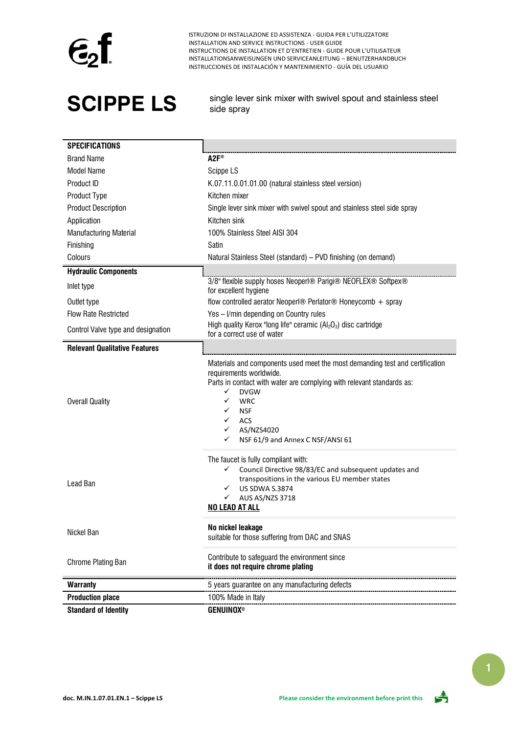ISTRUZIONI DI INSTALLAZIONE ED ASSISTENZA - GUIDA PER L'UTILIZZATORE
INSTALLATION AND SERVICE INSTRUCTIONS - USER GUIDE
INSTRUCTIONS DE INSTALLATION ET D'ENTRETIEN - GUIDE POUR L'UTILISATEUR
INSTALLATIONSANWEISUNGEN UND SERVICEANLEITUNG – BENUTZERHANDBUCH
INSTRUCCIONES DE INSTALACIÓN Y MANTENIMIENTO - GUÍA DEL USUARIO

# SCIPPE LS

single lever sink mixer with swivel spout and stainless steel side spray

| **SPECIFICATIONS** | |
|---|---|
| Brand Name | **A2F®** |
| Model Name | Scippe LS |
| Product ID | K.07.11.0.01.01.00 (natural stainless steel version) |
| Product Type | Kitchen mixer |
| Product Description | Single lever sink mixer with swivel spout and stainless steel side spray |
| Application | Kitchen sink |
| Manufacturing Material | 100% Stainless Steel AISI 304 |
| Finishing | Satin |
| Colours | Natural Stainless Steel (standard) – PVD finishing (on demand) |
| **Hydraulic Components** | |
| Inlet type | 3/8" flexible supply hoses Neoperl® Parigi® NEOFLEX® Softpex® for excellent hygiene |
| Outlet type | flow controlled aerator Neoperl® Perlator® Honeycomb + spray |
| Flow Rate Restricted | Yes – l/min depending on Country rules |
| Control Valve type and designation | High quality Kerox "long life" ceramic ($Al_2O_3$) disc cartridge for a correct use of water |
| **Relevant Qualitative Features** | |
| Overall Quality | Materials and components used meet the most demanding test and certification requirements worldwide.<br>Parts in contact with water are complying with relevant standards as:<br>✓ DVGW<br>✓ WRC<br>✓ NSF<br>✓ ACS<br>✓ AS/NZS4020<br>✓ NSF 61/9 and Annex C NSF/ANSI 61 |
| Lead Ban | The faucet is fully compliant with:<br>✓ Council Directive 98/83/EC and subsequent updates and transpositions in the various EU member states<br>✓ US SDWA S.3874<br>✓ AUS AS/NZS 3718<br>**NO LEAD AT ALL** |
| Nickel Ban | **No nickel leakage**<br>suitable for those suffering from DAC and SNAS |
| Chrome Plating Ban | Contribute to safeguard the environment since<br>**it does not require chrome plating** |
| **Warranty** | 5 years guarantee on any manufacturing defects |
| **Production place** | 100% Made in Italy |
| **Standard of Identity** | **GENUINOX®** |

doc. M.IN.1.07.01.EN.1 – Scippe LS

Please consider the environment before print this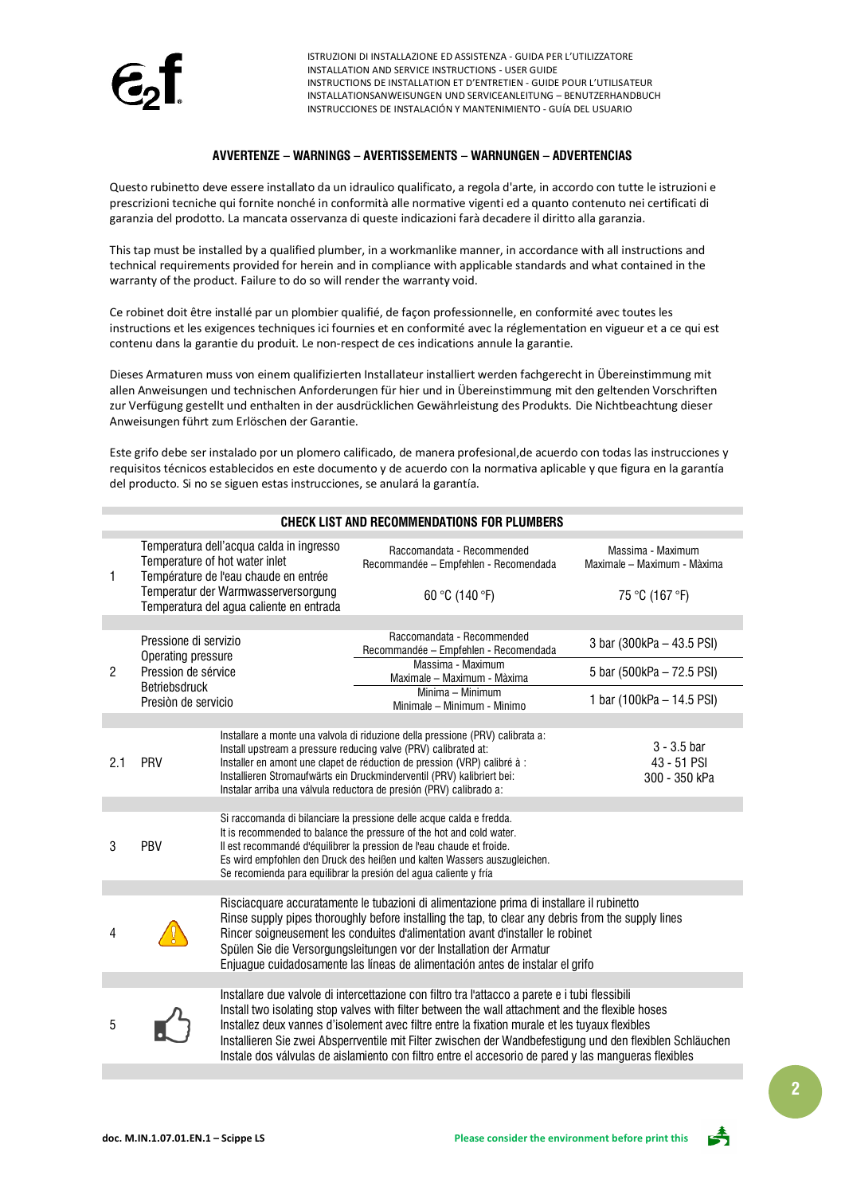## AVVERTENZE – WARNINGS – AVERTISSEMENTS – WARNUNGEN – ADVERTENCIAS

Questo rubinetto deve essere installato da un idraulico qualificato, a regola d'arte, in accordo con tutte le istruzioni e prescrizioni tecniche qui fornite nonché in conformità alle normative vigenti ed a quanto contenuto nei certificati di garanzia del prodotto. La mancata osservanza di queste indicazioni farà decadere il diritto alla garanzia.

This tap must be installed by a qualified plumber, in a workmanlike manner, in accordance with all instructions and technical requirements provided for herein and in compliance with applicable standards and what contained in the warranty of the product. Failure to do so will render the warranty void.

Ce robinet doit être installé par un plombier qualifié, de façon professionnelle, en conformité avec toutes les instructions et les exigences techniques ici fournies et en conformité avec la réglementation en vigueur et a ce qui est contenu dans la garantie du produit. Le non-respect de ces indications annule la garantie.

Dieses Armaturen muss von einem qualifizierten Installateur installiert werden fachgerecht in Übereinstimmung mit allen Anweisungen und technischen Anforderungen für hier und in Übereinstimmung mit den geltenden Vorschriften zur Verfügung gestellt und enthalten in der ausdrücklichen Gewährleistung des Produkts. Die Nichtbeachtung dieser Anweisungen führt zum Erlöschen der Garantie.

Este grifo debe ser instalado por un plomero calificado, de manera profesional,de acuerdo con todas las instrucciones y requisitos técnicos establecidos en este documento y de acuerdo con la normativa aplicable y que figura en la garantía del producto. Si no se siguen estas instrucciones, se anulará la garantía.

### CHECK LIST AND RECOMMENDATIONS FOR PLUMBERS

| | | | |
|---|---|---|---|
| 1 | Temperatura dell'acqua calda in ingresso<br>Temperature of hot water inlet<br>Température de l'eau chaude en entrée<br>Temperatur der Warmwasserversorgung<br>Temperatura del agua caliente en entrada | Raccomandata - Recommended<br>Recommandée – Empfehlen - Recomendada<br><br>60 °C (140 °F) | Massima - Maximum<br>Maximale – Maximum - Màxima<br><br>75 °C (167 °F) |
| 2 | Pressione di servizio<br>Operating pressure<br>Pression de sérvice<br>Betriebsdruck<br>Presiòn de servicio | Raccomandata - Recommended<br>Recommandée – Empfehlen - Recomendada | 3 bar (300kPa – 43.5 PSI) |
| | | Massima - Maximum<br>Maximale – Maximum - Màxima | 5 bar (500kPa – 72.5 PSI) |
| | | Minima – Minimum<br>Minimale – Minimum - Minimo | 1 bar (100kPa – 14.5 PSI) |
| 2.1 | PRV | Installare a monte una valvola di riduzione della pressione (PRV) calibrata a:<br>Install upstream a pressure reducing valve (PRV) calibrated at:<br>Installer en amont une clapet de réduction de pression (VRP) calibré à :<br>Installieren Stromaufwärts ein Druckminderventil (PRV) kalibriert bei:<br>Instalar arriba una válvula reductora de presión (PRV) calibrado a: | 3 - 3.5 bar<br>43 - 51 PSI<br>300 - 350 kPa |
| 3 | PBV | Si raccomanda di bilanciare la pressione delle acque calda e fredda.<br>It is recommended to balance the pressure of the hot and cold water.<br>Il est recommandé d'équilibrer la pression de l'eau chaude et froide.<br>Es wird empfohlen den Druck des heißen und kalten Wassers auszugleichen.<br>Se recomienda para equilibrar la presión del agua caliente y fría | |
| 4 | ⚠ | Risciacquare accuratamente le tubazioni di alimentazione prima di installare il rubinetto<br>Rinse supply pipes thoroughly before installing the tap, to clear any debris from the supply lines<br>Rincer soigneusement les conduites d'alimentation avant d'installer le robinet<br>Spülen Sie die Versorgungsleitungen vor der Installation der Armatur<br>Enjuague cuidadosamente las líneas de alimentación antes de instalar el grifo | |
| 5 | 👍 | Installare due valvole di intercettazione con filtro tra l'attacco a parete e i tubi flessibili<br>Install two isolating stop valves with filter between the wall attachment and the flexible hoses<br>Installez deux vannes d'isolement avec filtre entre la fixation murale et les tuyaux flexibles<br>Installieren Sie zwei Absperrventile mit Filter zwischen der Wandbefestigung und den flexiblen Schläuchen<br>Instale dos válvulas de aislamiento con filtro entre el accesorio de pared y las mangueras flexibles | |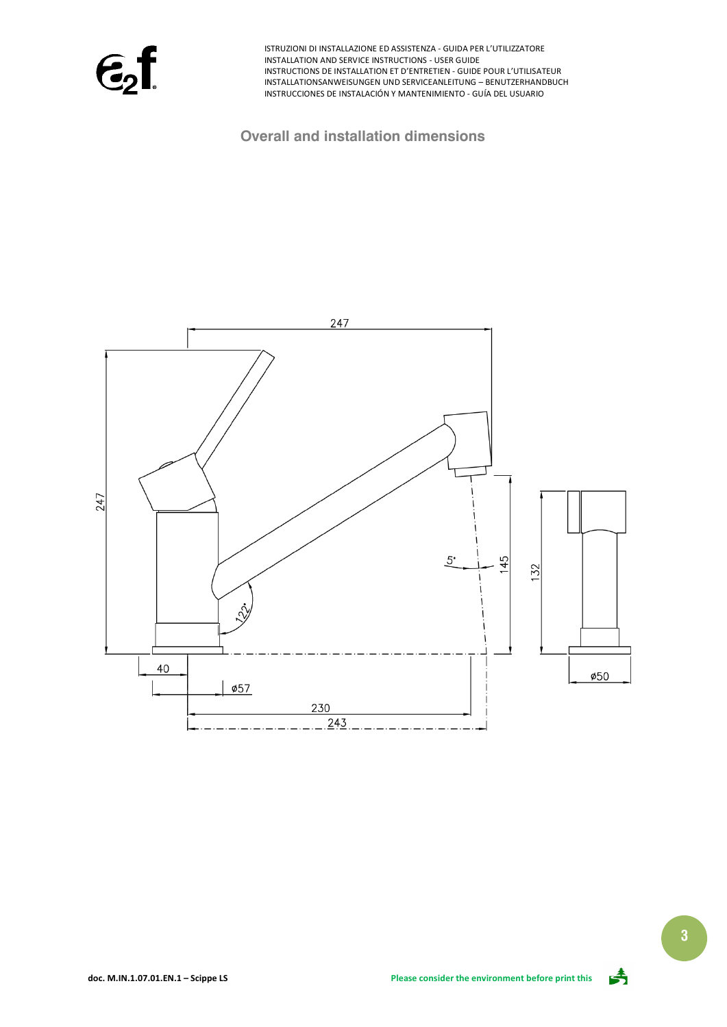## Overall and installation dimensions

247

247

5°

145

132

122°

40

ø57

ø50

230

243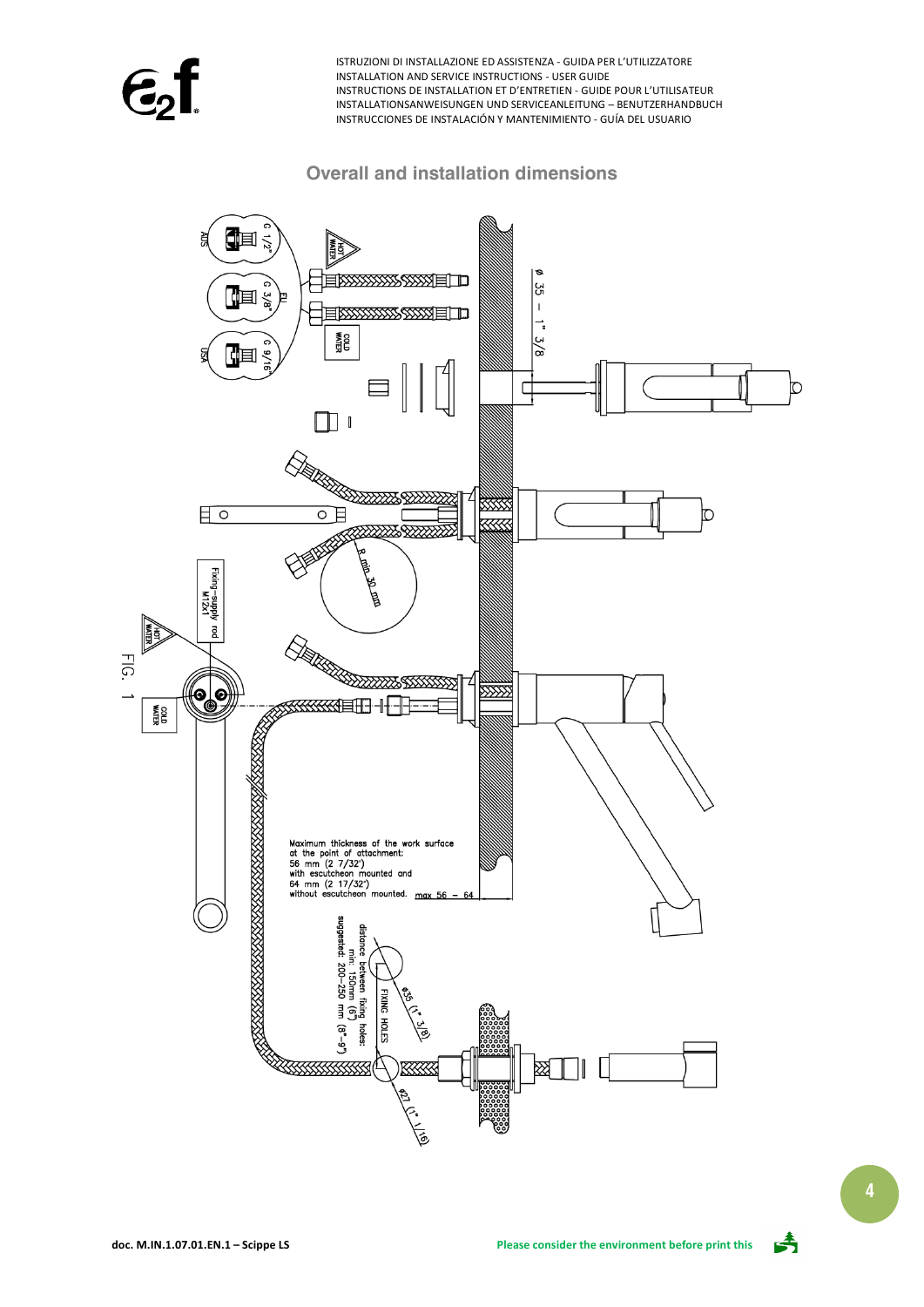## Overall and installation dimensions

AUS G 1/2"

EU G 3/8"

USA G 9/16"

HOT WATER

COLD WATER

ø 35 – 1" 3/8

R min 30 mm

Fixing-supply rod M12x1

HOT WATER

COLD WATER

FIG. 1

Maximum thickness of the work surface at the point of attachment:
56 mm (2 7/32")
with escutcheon mounted and
64 mm (2 17/32")
without escutcheon mounted. max 56 – 64

distance between fixing holes:
min. 150mm (6")
suggested: 200-250 mm (8"-9")

FIXING HOLES

ø35 (1" 3/8)

ø27 (1" 1/16)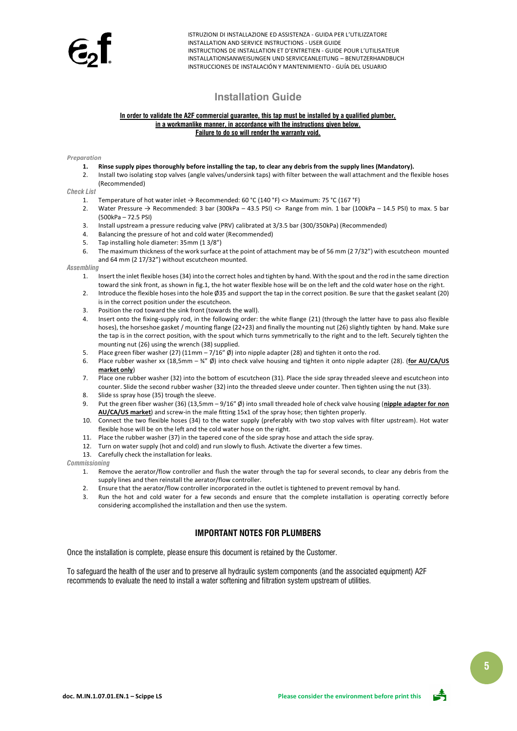ISTRUZIONI DI INSTALLAZIONE ED ASSISTENZA - GUIDA PER L'UTILIZZATORE
INSTALLATION AND SERVICE INSTRUCTIONS - USER GUIDE
INSTRUCTIONS DE INSTALLATION ET D'ENTRETIEN - GUIDE POUR L'UTILISATEUR
INSTALLATIONSANWEISUNGEN UND SERVICEANLEITUNG – BENUTZERHANDBUCH
INSTRUCCIONES DE INSTALACIÓN Y MANTENIMIENTO - GUÍA DEL USUARIO

# Installation Guide

**In order to validate the A2F commercial guarantee, this tap must be installed by a qualified plumber, in a workmanlike manner, in accordance with the instructions given below. Failure to do so will render the warranty void.**

*Preparation*

1. **Rinse supply pipes thoroughly before installing the tap, to clear any debris from the supply lines (Mandatory).**
2. Install two isolating stop valves (angle valves/undersink taps) with filter between the wall attachment and the flexible hoses (Recommended)

*Check List*

1. Temperature of hot water inlet → Recommended: 60 °C (140 °F) <> Maximum: 75 °C (167 °F)
2. Water Pressure → Recommended: 3 bar (300kPa – 43.5 PSI) <> Range from min. 1 bar (100kPa – 14.5 PSI) to max. 5 bar (500kPa – 72.5 PSI)
3. Install upstream a pressure reducing valve (PRV) calibrated at 3/3.5 bar (300/350kPa) (Recommended)
4. Balancing the pressure of hot and cold water (Recommended)
5. Tap installing hole diameter: 35mm (1 3/8")
6. The maximum thickness of the work surface at the point of attachment may be of 56 mm (2 7/32") with escutcheon mounted and 64 mm (2 17/32") without escutcheon mounted.

*Assembling*

1. Insert the inlet flexible hoses (34) into the correct holes and tighten by hand. With the spout and the rod in the same direction toward the sink front, as shown in fig.1, the hot water flexible hose will be on the left and the cold water hose on the right.
2. Introduce the flexible hoses into the hole Ø35 and support the tap in the correct position. Be sure that the gasket sealant (20) is in the correct position under the escutcheon.
3. Position the rod toward the sink front (towards the wall).
4. Insert onto the fixing-supply rod, in the following order: the white flange (21) (through the latter have to pass also flexible hoses), the horseshoe gasket / mounting flange (22+23) and finally the mounting nut (26) slightly tighten by hand. Make sure the tap is in the correct position, with the spout which turns symmetrically to the right and to the left. Securely tighten the mounting nut (26) using the wrench (38) supplied.
5. Place green fiber washer (27) (11mm – 7/16" Ø) into nipple adapter (28) and tighten it onto the rod.
6. Place rubber washer xx (18,5mm – ¾" Ø) into check valve housing and tighten it onto nipple adapter (28). (**for AU/CA/US market only**)
7. Place one rubber washer (32) into the bottom of escutcheon (31). Place the side spray threaded sleeve and escutcheon into counter. Slide the second rubber washer (32) into the threaded sleeve under counter. Then tighten using the nut (33).
8. Slide ss spray hose (35) trough the sleeve.
9. Put the green fiber washer (36) (13,5mm – 9/16" Ø) into small threaded hole of check valve housing (**nipple adapter for non AU/CA/US market**) and screw-in the male fitting 15x1 of the spray hose; then tighten properly.
10. Connect the two flexible hoses (34) to the water supply (preferably with two stop valves with filter upstream). Hot water flexible hose will be on the left and the cold water hose on the right.
11. Place the rubber washer (37) in the tapered cone of the side spray hose and attach the side spray.
12. Turn on water supply (hot and cold) and run slowly to flush. Activate the diverter a few times.
13. Carefully check the installation for leaks.

*Commissioning*

1. Remove the aerator/flow controller and flush the water through the tap for several seconds, to clear any debris from the supply lines and then reinstall the aerator/flow controller.
2. Ensure that the aerator/flow controller incorporated in the outlet is tightened to prevent removal by hand.
3. Run the hot and cold water for a few seconds and ensure that the complete installation is operating correctly before considering accomplished the installation and then use the system.

## IMPORTANT NOTES FOR PLUMBERS

Once the installation is complete, please ensure this document is retained by the Customer.

To safeguard the health of the user and to preserve all hydraulic system components (and the associated equipment) A2F recommends to evaluate the need to install a water softening and filtration system upstream of utilities.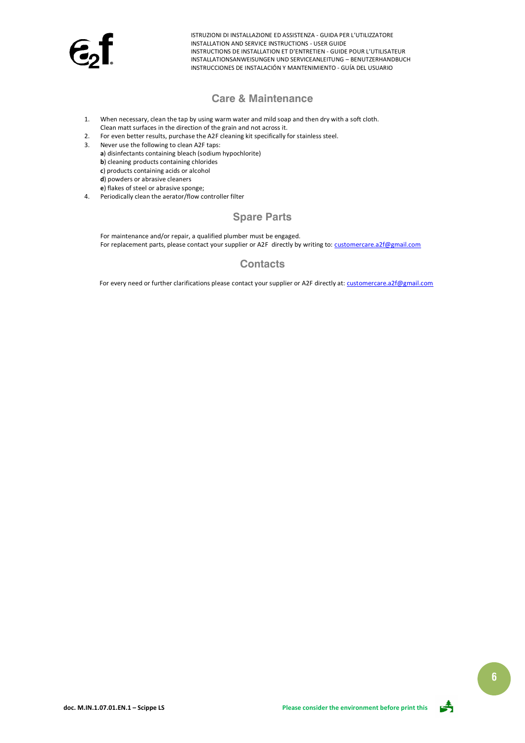## Care & Maintenance

1. When necessary, clean the tap by using warm water and mild soap and then dry with a soft cloth. Clean matt surfaces in the direction of the grain and not across it.
2. For even better results, purchase the A2F cleaning kit specifically for stainless steel.
3. Never use the following to clean A2F taps:
   **a**) disinfectants containing bleach (sodium hypochlorite)
   **b**) cleaning products containing chlorides
   **c**) products containing acids or alcohol
   **d**) powders or abrasive cleaners
   **e**) flakes of steel or abrasive sponge;
4. Periodically clean the aerator/flow controller filter

## Spare Parts

For maintenance and/or repair, a qualified plumber must be engaged.
For replacement parts, please contact your supplier or A2F directly by writing to: customercare.a2f@gmail.com

## Contacts

For every need or further clarifications please contact your supplier or A2F directly at: customercare.a2f@gmail.com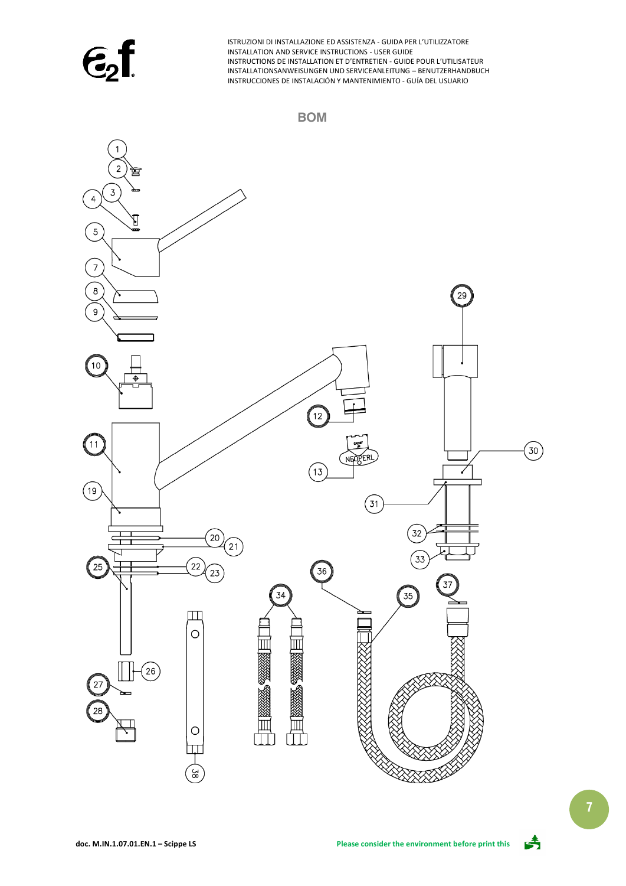ISTRUZIONI DI INSTALLAZIONE ED ASSISTENZA - GUIDA PER L'UTILIZZATORE
INSTALLATION AND SERVICE INSTRUCTIONS - USER GUIDE
INSTRUCTIONS DE INSTALLATION ET D'ENTRETIEN - GUIDE POUR L'UTILISATEUR
INSTALLATIONSANWEISUNGEN UND SERVICEANLEITUNG – BENUTZERHANDBUCH
INSTRUCCIONES DE INSTALACIÓN Y MANTENIMIENTO - GUÍA DEL USUARIO

## BOM

1
2
3
4
5
7
8
9
10
11
12
13
19
20
21
22
23
25
26
27
28
29
30
31
32
33
34
35
36
37
38

NEOPERL

doc. M.IN.1.07.01.EN.1 – Scippe LS

Please consider the environment before print this